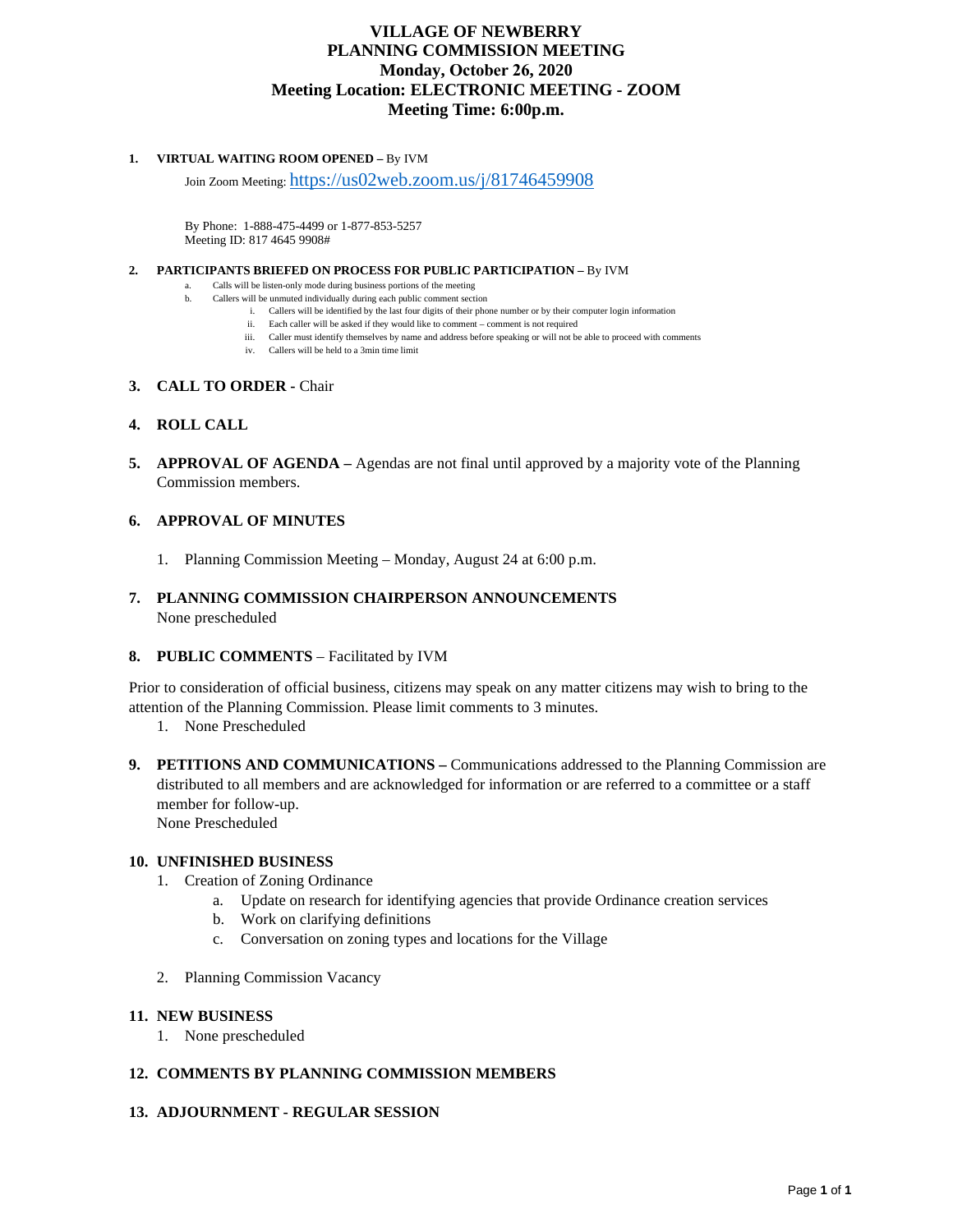# VILLAGE OF NEWBERRY
# PLANNING COMMISSION MEETING
## Monday, October 26, 2020
## Meeting Location: ELECTRONIC MEETING - ZOOM
## Meeting Time: 6:00p.m.

1. **VIRTUAL WAITING ROOM OPENED –** By IVM

   Join Zoom Meeting: https://us02web.zoom.us/j/81746459908

   By Phone: 1-888-475-4499 or 1-877-853-5257
   Meeting ID: 817 4645 9908#

2. **PARTICIPANTS BRIEFED ON PROCESS FOR PUBLIC PARTICIPATION –** By IVM
   a. Calls will be listen-only mode during business portions of the meeting
   b. Callers will be unmuted individually during each public comment section
      i. Callers will be identified by the last four digits of their phone number or by their computer login information
      ii. Each caller will be asked if they would like to comment – comment is not required
      iii. Caller must identify themselves by name and address before speaking or will not be able to proceed with comments
      iv. Callers will be held to a 3min time limit

3. **CALL TO ORDER -** Chair

4. **ROLL CALL**

5. **APPROVAL OF AGENDA –** Agendas are not final until approved by a majority vote of the Planning Commission members.

6. **APPROVAL OF MINUTES**

   1. Planning Commission Meeting – Monday, August 24 at 6:00 p.m.

7. **PLANNING COMMISSION CHAIRPERSON ANNOUNCEMENTS**
   None prescheduled

8. **PUBLIC COMMENTS** – Facilitated by IVM

Prior to consideration of official business, citizens may speak on any matter citizens may wish to bring to the attention of the Planning Commission. Please limit comments to 3 minutes.

   1. None Prescheduled

9. **PETITIONS AND COMMUNICATIONS –** Communications addressed to the Planning Commission are distributed to all members and are acknowledged for information or are referred to a committee or a staff member for follow-up.
   None Prescheduled

10. **UNFINISHED BUSINESS**
    1. Creation of Zoning Ordinance
       a. Update on research for identifying agencies that provide Ordinance creation services
       b. Work on clarifying definitions
       c. Conversation on zoning types and locations for the Village

    2. Planning Commission Vacancy

11. **NEW BUSINESS**
    1. None prescheduled

12. **COMMENTS BY PLANNING COMMISSION MEMBERS**

13. **ADJOURNMENT - REGULAR SESSION**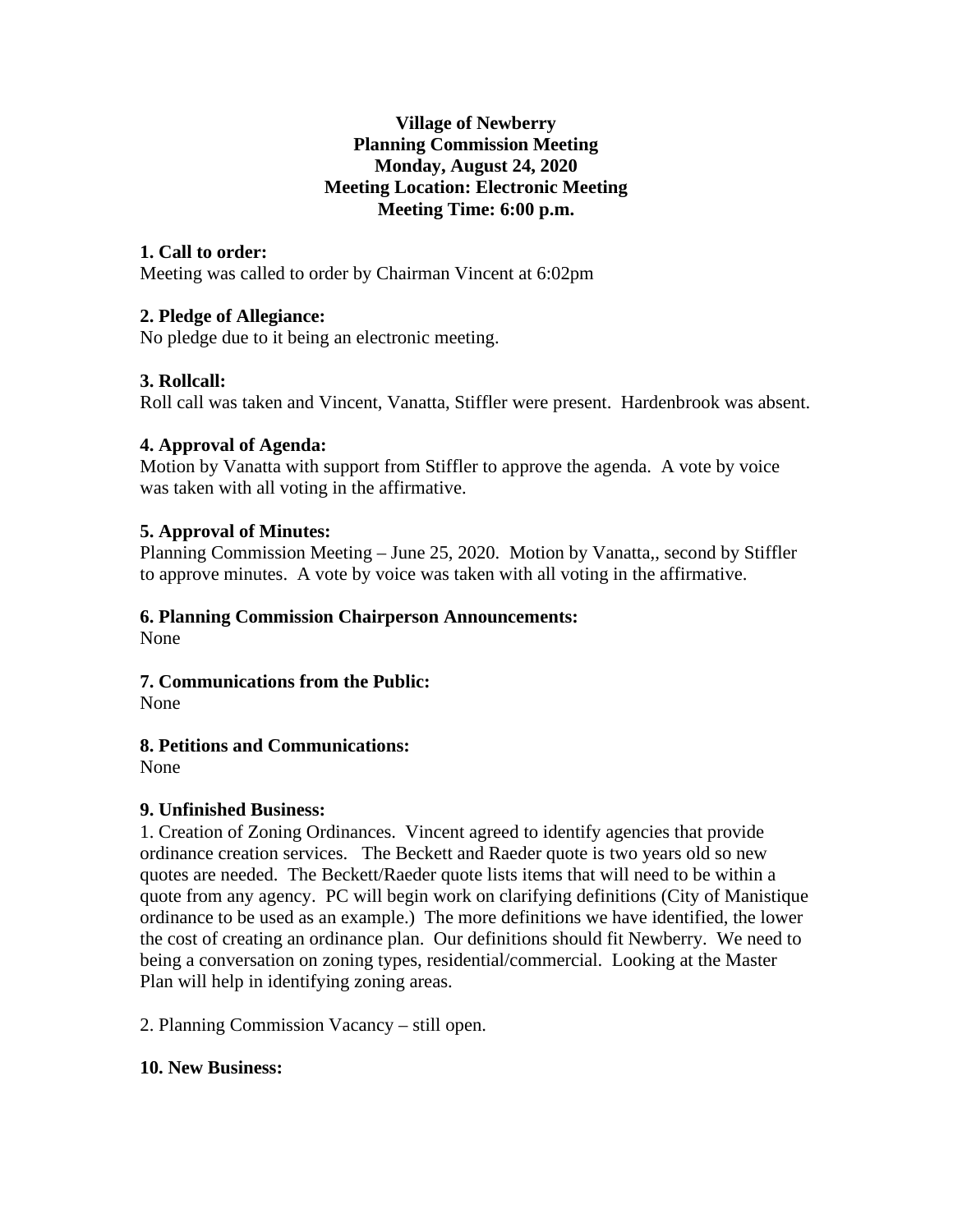**Village of Newberry**
**Planning Commission Meeting**
**Monday, August 24, 2020**
**Meeting Location: Electronic Meeting**
**Meeting Time: 6:00 p.m.**

**1. Call to order:**
Meeting was called to order by Chairman Vincent at 6:02pm

**2. Pledge of Allegiance:**
No pledge due to it being an electronic meeting.

**3. Rollcall:**
Roll call was taken and Vincent, Vanatta, Stiffler were present. Hardenbrook was absent.

**4. Approval of Agenda:**
Motion by Vanatta with support from Stiffler to approve the agenda. A vote by voice was taken with all voting in the affirmative.

**5. Approval of Minutes:**
Planning Commission Meeting – June 25, 2020. Motion by Vanatta,, second by Stiffler to approve minutes. A vote by voice was taken with all voting in the affirmative.

**6. Planning Commission Chairperson Announcements:**
None

**7. Communications from the Public:**
None

**8. Petitions and Communications:**
None

**9. Unfinished Business:**
1. Creation of Zoning Ordinances. Vincent agreed to identify agencies that provide ordinance creation services. The Beckett and Raeder quote is two years old so new quotes are needed. The Beckett/Raeder quote lists items that will need to be within a quote from any agency. PC will begin work on clarifying definitions (City of Manistique ordinance to be used as an example.) The more definitions we have identified, the lower the cost of creating an ordinance plan. Our definitions should fit Newberry. We need to being a conversation on zoning types, residential/commercial. Looking at the Master Plan will help in identifying zoning areas.

2. Planning Commission Vacancy – still open.

**10. New Business:**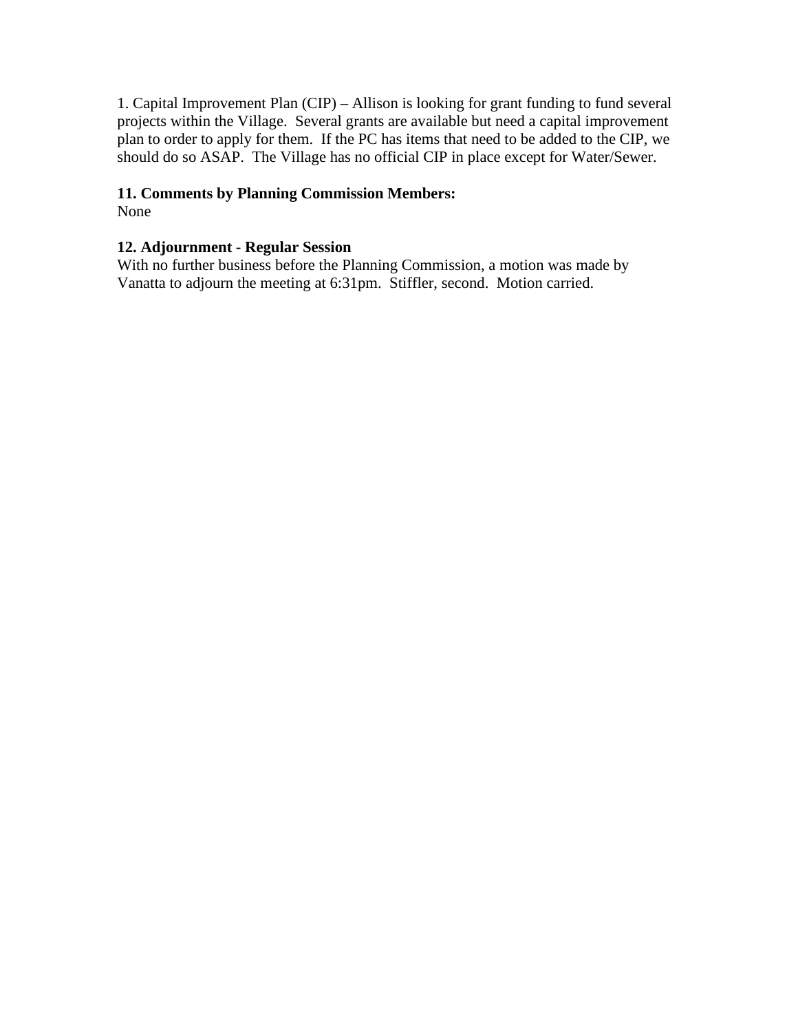1. Capital Improvement Plan (CIP) – Allison is looking for grant funding to fund several projects within the Village. Several grants are available but need a capital improvement plan to order to apply for them. If the PC has items that need to be added to the CIP, we should do so ASAP. The Village has no official CIP in place except for Water/Sewer.

**11. Comments by Planning Commission Members:**
None

**12. Adjournment - Regular Session**
With no further business before the Planning Commission, a motion was made by Vanatta to adjourn the meeting at 6:31pm. Stiffler, second. Motion carried.